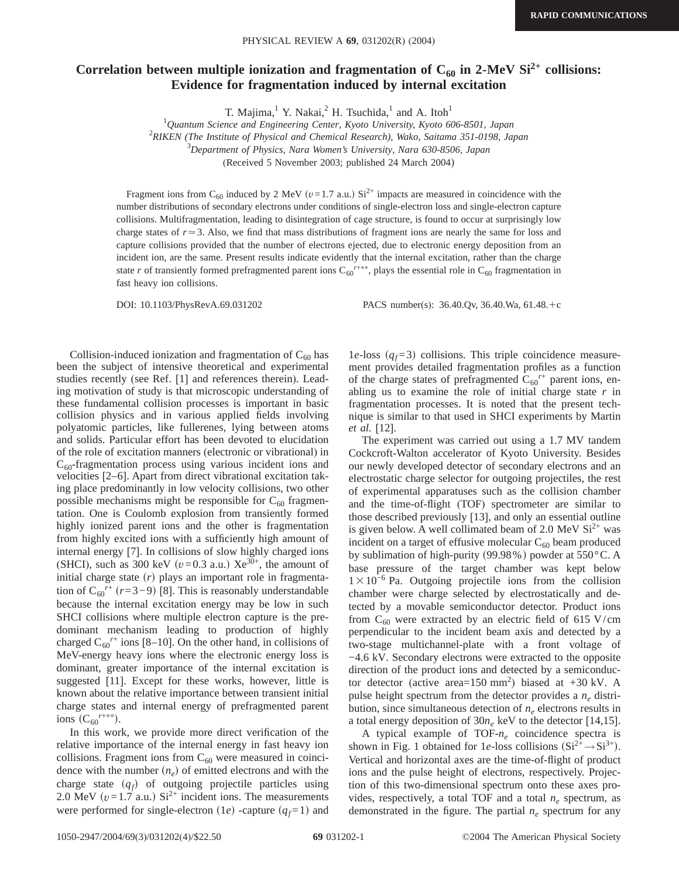RAPID COMMUNICATIONS

# Correlation between multiple ionization and fragmentation of $C_{60}$ in 2-MeV $Si^{2+}$ collisions: Evidence for fragmentation induced by internal excitation

T. Majima,[1] Y. Nakai,[2] H. Tsuchida,[1] and A. Itoh[1]

[1]*Quantum Science and Engineering Center, Kyoto University, Kyoto 606-8501, Japan*
[2]*RIKEN (The Institute of Physical and Chemical Research), Wako, Saitama 351-0198, Japan*
[3]*Department of Physics, Nara Women's University, Nara 630-8506, Japan*

(Received 5 November 2003; published 24 March 2004)

Fragment ions from $C_{60}$ induced by 2 MeV ($v=1.7$ a.u.) $Si^{2+}$ impacts are measured in coincidence with the number distributions of secondary electrons under conditions of single-electron loss and single-electron capture collisions. Multifragmentation, leading to disintegration of cage structure, is found to occur at surprisingly low charge states of $r\simeq 3$. Also, we find that mass distributions of fragment ions are nearly the same for loss and capture collisions provided that the number of electrons ejected, due to electronic energy deposition from an incident ion, are the same. Present results indicate evidently that the internal excitation, rather than the charge state $r$ of transiently formed prefragmented parent ions $C_{60}{}^{r+**}$, plays the essential role in $C_{60}$ fragmentation in fast heavy ion collisions.

DOI: 10.1103/PhysRevA.69.031202 PACS number(s): 36.40.Qv, 36.40.Wa, 61.48.+c

Collision-induced ionization and fragmentation of $C_{60}$ has been the subject of intensive theoretical and experimental studies recently (see Ref. [1] and references therein). Leading motivation of study is that microscopic understanding of these fundamental collision processes is important in basic collision physics and in various applied fields involving polyatomic particles, like fullerenes, lying between atoms and solids. Particular effort has been devoted to elucidation of the role of excitation manners (electronic or vibrational) in $C_{60}$-fragmentation process using various incident ions and velocities [2–6]. Apart from direct vibrational excitation taking place predominantly in low velocity collisions, two other possible mechanisms might be responsible for $C_{60}$ fragmentation. One is Coulomb explosion from transiently formed highly ionized parent ions and the other is fragmentation from highly excited ions with a sufficiently high amount of internal energy [7]. In collisions of slow highly charged ions (SHCI), such as 300 keV ($v=0.3$ a.u.) $Xe^{30+}$, the amount of initial charge state ($r$) plays an important role in fragmentation of $C_{60}{}^{r+}$ ($r=3-9$) [8]. This is reasonably understandable because the internal excitation energy may be low in such SHCI collisions where multiple electron capture is the predominant mechanism leading to production of highly charged $C_{60}{}^{r+}$ ions [8–10]. On the other hand, in collisions of MeV-energy heavy ions where the electronic energy loss is dominant, greater importance of the internal excitation is suggested [11]. Except for these works, however, little is known about the relative importance between transient initial charge states and internal energy of prefragmented parent ions ($C_{60}{}^{r+**}$).

In this work, we provide more direct verification of the relative importance of the internal energy in fast heavy ion collisions. Fragment ions from $C_{60}$ were measured in coincidence with the number ($n_e$) of emitted electrons and with the charge state ($q_f$) of outgoing projectile particles using 2.0 MeV ($v=1.7$ a.u.) $Si^{2+}$ incident ions. The measurements were performed for single-electron ($1e$) -capture ($q_f=1$) and $1e$-loss ($q_f=3$) collisions. This triple coincidence measurement provides detailed fragmentation profiles as a function of the charge states of prefragmented $C_{60}{}^{r+}$ parent ions, enabling us to examine the role of initial charge state $r$ in fragmentation processes. It is noted that the present technique is similar to that used in SHCI experiments by Martin *et al.* [12].

The experiment was carried out using a 1.7 MV tandem Cockcroft-Walton accelerator of Kyoto University. Besides our newly developed detector of secondary electrons and an electrostatic charge selector for outgoing projectiles, the rest of experimental apparatuses such as the collision chamber and the time-of-flight (TOF) spectrometer are similar to those described previously [13], and only an essential outline is given below. A well collimated beam of 2.0 MeV $Si^{2+}$ was incident on a target of effusive molecular $C_{60}$ beam produced by sublimation of high-purity (99.98%) powder at 550 °C. A base pressure of the target chamber was kept below $1\times 10^{-6}$ Pa. Outgoing projectile ions from the collision chamber were charge selected by electrostatically and detected by a movable semiconductor detector. Product ions from $C_{60}$ were extracted by an electric field of 615 V/cm perpendicular to the incident beam axis and detected by a two-stage multichannel-plate with a front voltage of −4.6 kV. Secondary electrons were extracted to the opposite direction of the product ions and detected by a semiconductor detector (active area=150 mm$^2$) biased at +30 kV. A pulse height spectrum from the detector provides a $n_e$ distribution, since simultaneous detection of $n_e$ electrons results in a total energy deposition of $30n_e$ keV to the detector [14,15].

A typical example of TOF-$n_e$ coincidence spectra is shown in Fig. 1 obtained for $1e$-loss collisions ($Si^{2+}\rightarrow Si^{3+}$). Vertical and horizontal axes are the time-of-flight of product ions and the pulse height of electrons, respectively. Projection of this two-dimensional spectrum onto these axes provides, respectively, a total TOF and a total $n_e$ spectrum, as demonstrated in the figure. The partial $n_e$ spectrum for any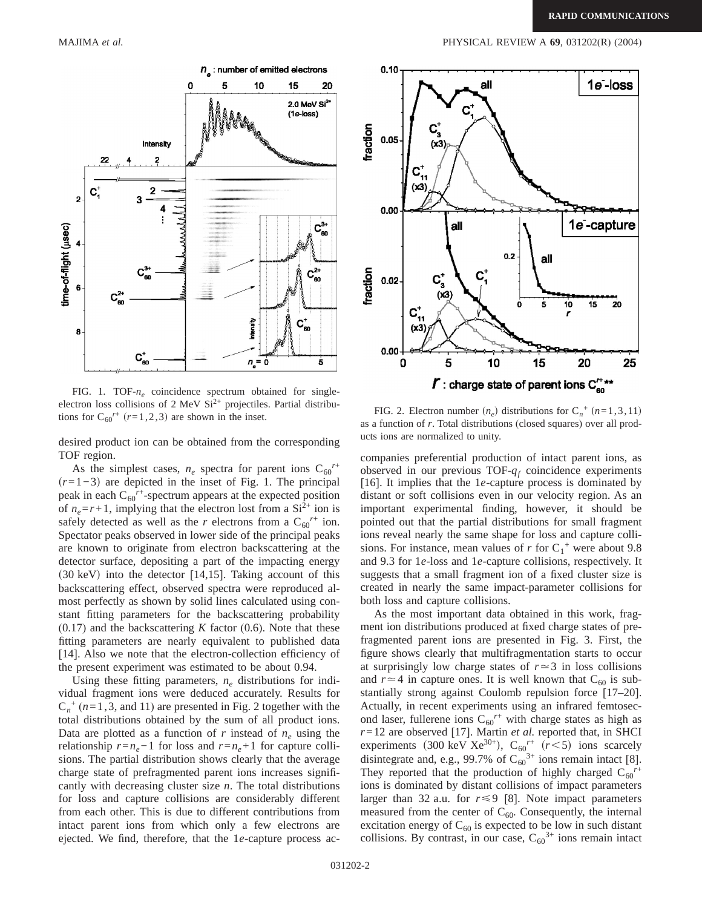FIG. 1. TOF-$n_e$ coincidence spectrum obtained for single-electron loss collisions of 2 MeV $Si^{2+}$ projectiles. Partial distributions for $C_{60}{}^{r+}$ $(r=1,2,3)$ are shown in the inset.

desired product ion can be obtained from the corresponding TOF region.

As the simplest cases, $n_e$ spectra for parent ions $C_{60}{}^{r+}$ $(r=1-3)$ are depicted in the inset of Fig. 1. The principal peak in each $C_{60}{}^{r+}$-spectrum appears at the expected position of $n_e=r+1$, implying that the electron lost from a $Si^{2+}$ ion is safely detected as well as the $r$ electrons from a $C_{60}{}^{r+}$ ion. Spectator peaks observed in lower side of the principal peaks are known to originate from electron backscattering at the detector surface, depositing a part of the impacting energy (30 keV) into the detector [14,15]. Taking account of this backscattering effect, observed spectra were reproduced almost perfectly as shown by solid lines calculated using constant fitting parameters for the backscattering probability (0.17) and the backscattering $K$ factor (0.6). Note that these fitting parameters are nearly equivalent to published data [14]. Also we note that the electron-collection efficiency of the present experiment was estimated to be about 0.94.

Using these fitting parameters, $n_e$ distributions for individual fragment ions were deduced accurately. Results for $C_n{}^{+}$ $(n=1,3,$ and $11)$ are presented in Fig. 2 together with the total distributions obtained by the sum of all product ions. Data are plotted as a function of $r$ instead of $n_e$ using the relationship $r=n_e-1$ for loss and $r=n_e+1$ for capture collisions. The partial distribution shows clearly that the average charge state of prefragmented parent ions increases significantly with decreasing cluster size $n$. The total distributions for loss and capture collisions are considerably different from each other. This is due to different contributions from intact parent ions from which only a few electrons are ejected. We find, therefore, that the 1$e$-capture process accompanies preferential production of intact parent ions, as observed in our previous TOF-$q_f$ coincidence experiments [16]. It implies that the 1$e$-capture process is dominated by distant or soft collisions even in our velocity region. As an important experimental finding, however, it should be pointed out that the partial distributions for small fragment ions reveal nearly the same shape for loss and capture collisions. For instance, mean values of $r$ for $C_1{}^{+}$ were about 9.8 and 9.3 for 1$e$-loss and 1$e$-capture collisions, respectively. It suggests that a small fragment ion of a fixed cluster size is created in nearly the same impact-parameter collisions for both loss and capture collisions.

FIG. 2. Electron number $(n_e)$ distributions for $C_n{}^{+}$ $(n=1,3,11)$ as a function of $r$. Total distributions (closed squares) over all products ions are normalized to unity.

As the most important data obtained in this work, fragment ion distributions produced at fixed charge states of prefragmented parent ions are presented in Fig. 3. First, the figure shows clearly that multifragmentation starts to occur at surprisingly low charge states of $r\simeq 3$ in loss collisions and $r\simeq 4$ in capture ones. It is well known that $C_{60}$ is substantially strong against Coulomb repulsion force [17–20]. Actually, in recent experiments using an infrared femtosecond laser, fullerene ions $C_{60}{}^{r+}$ with charge states as high as $r=12$ are observed [17]. Martin *et al.* reported that, in SHCI experiments (300 keV $Xe^{30+}$), $C_{60}{}^{r+}$ $(r<5)$ ions scarcely disintegrate and, e.g., 99.7% of $C_{60}{}^{3+}$ ions remain intact [8]. They reported that the production of highly charged $C_{60}{}^{r+}$ ions is dominated by distant collisions of impact parameters larger than 32 a.u. for $r\leqslant 9$ [8]. Note impact parameters measured from the center of $C_{60}$. Consequently, the internal excitation energy of $C_{60}$ is expected to be low in such distant collisions. By contrast, in our case, $C_{60}{}^{3+}$ ions remain intact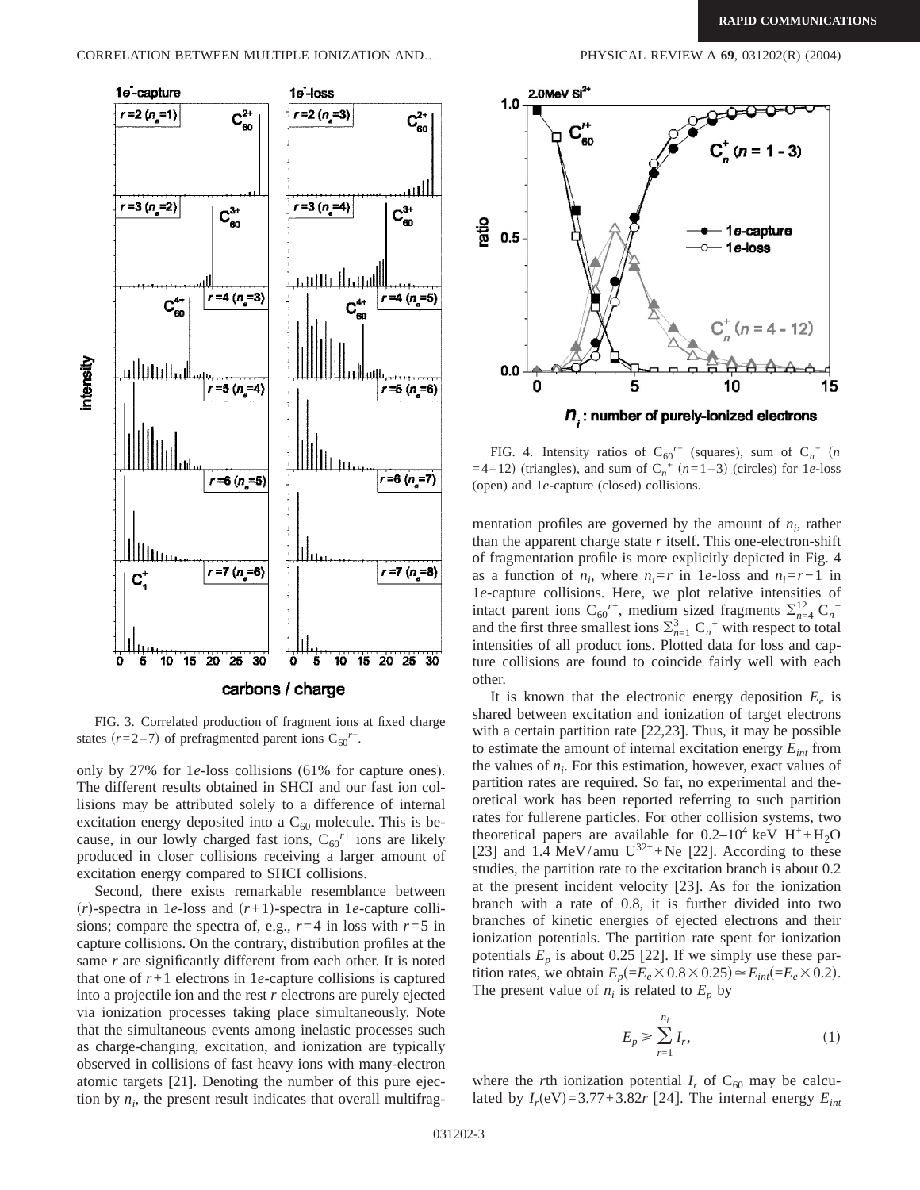FIG. 3. Correlated production of fragment ions at fixed charge states $(r=2–7)$ of prefragmented parent ions $C_{60}{}^{r+}$.

only by 27% for 1$e$-loss collisions (61% for capture ones). The different results obtained in SHCI and our fast ion collisions may be attributed solely to a difference of internal excitation energy deposited into a $C_{60}$ molecule. This is because, in our lowly charged fast ions, $C_{60}{}^{r+}$ ions are likely produced in closer collisions receiving a larger amount of excitation energy compared to SHCI collisions.

Second, there exists remarkable resemblance between $(r)$-spectra in 1$e$-loss and $(r+1)$-spectra in 1$e$-capture collisions; compare the spectra of, e.g., $r=4$ in loss with $r=5$ in capture collisions. On the contrary, distribution profiles at the same $r$ are significantly different from each other. It is noted that one of $r+1$ electrons in 1$e$-capture collisions is captured into a projectile ion and the rest $r$ electrons are purely ejected via ionization processes taking place simultaneously. Note that the simultaneous events among inelastic processes such as charge-changing, excitation, and ionization are typically observed in collisions of fast heavy ions with many-electron atomic targets [21]. Denoting the number of this pure ejection by $n_i$, the present result indicates that overall multifragmentation profiles are governed by the amount of $n_i$, rather than the apparent charge state $r$ itself. This one-electron-shift of fragmentation profile is more explicitly depicted in Fig. 4 as a function of $n_i$, where $n_i=r$ in 1$e$-loss and $n_i=r-1$ in 1$e$-capture collisions. Here, we plot relative intensities of intact parent ions $C_{60}{}^{r+}$, medium sized fragments $\Sigma_{n=4}^{12} C_n{}^+$ and the first three smallest ions $\Sigma_{n=1}^{3} C_n{}^+$ with respect to total intensities of all product ions. Plotted data for loss and capture collisions are found to coincide fairly well with each other.

FIG. 4. Intensity ratios of $C_{60}{}^{r+}$ (squares), sum of $C_n{}^+$ $(n=4–12)$ (triangles), and sum of $C_n{}^+$ $(n=1–3)$ (circles) for 1$e$-loss (open) and 1$e$-capture (closed) collisions.

It is known that the electronic energy deposition $E_e$ is shared between excitation and ionization of target electrons with a certain partition rate [22,23]. Thus, it may be possible to estimate the amount of internal excitation energy $E_{int}$ from the values of $n_i$. For this estimation, however, exact values of partition rates are required. So far, no experimental and theoretical work has been reported referring to such partition rates for fullerene particles. For other collision systems, two theoretical papers are available for 0.2–$10^4$ keV $H^+ + H_2O$ [23] and 1.4 MeV/amu $U^{32+}$+Ne [22]. According to these studies, the partition rate to the excitation branch is about 0.2 at the present incident velocity [23]. As for the ionization branch with a rate of 0.8, it is further divided into two branches of kinetic energies of ejected electrons and their ionization potentials. The partition rate spent for ionization potentials $E_p$ is about 0.25 [22]. If we simply use these partition rates, we obtain $E_p(=E_e\times 0.8\times 0.25)\simeq E_{int}(=E_e\times 0.2)$. The present value of $n_i$ is related to $E_p$ by

$$E_p \geqslant \sum_{r=1}^{n_i} I_r, \tag{1}$$

where the $r$th ionization potential $I_r$ of $C_{60}$ may be calculated by $I_r$(eV)=3.77+3.82$r$ [24]. The internal energy $E_{int}$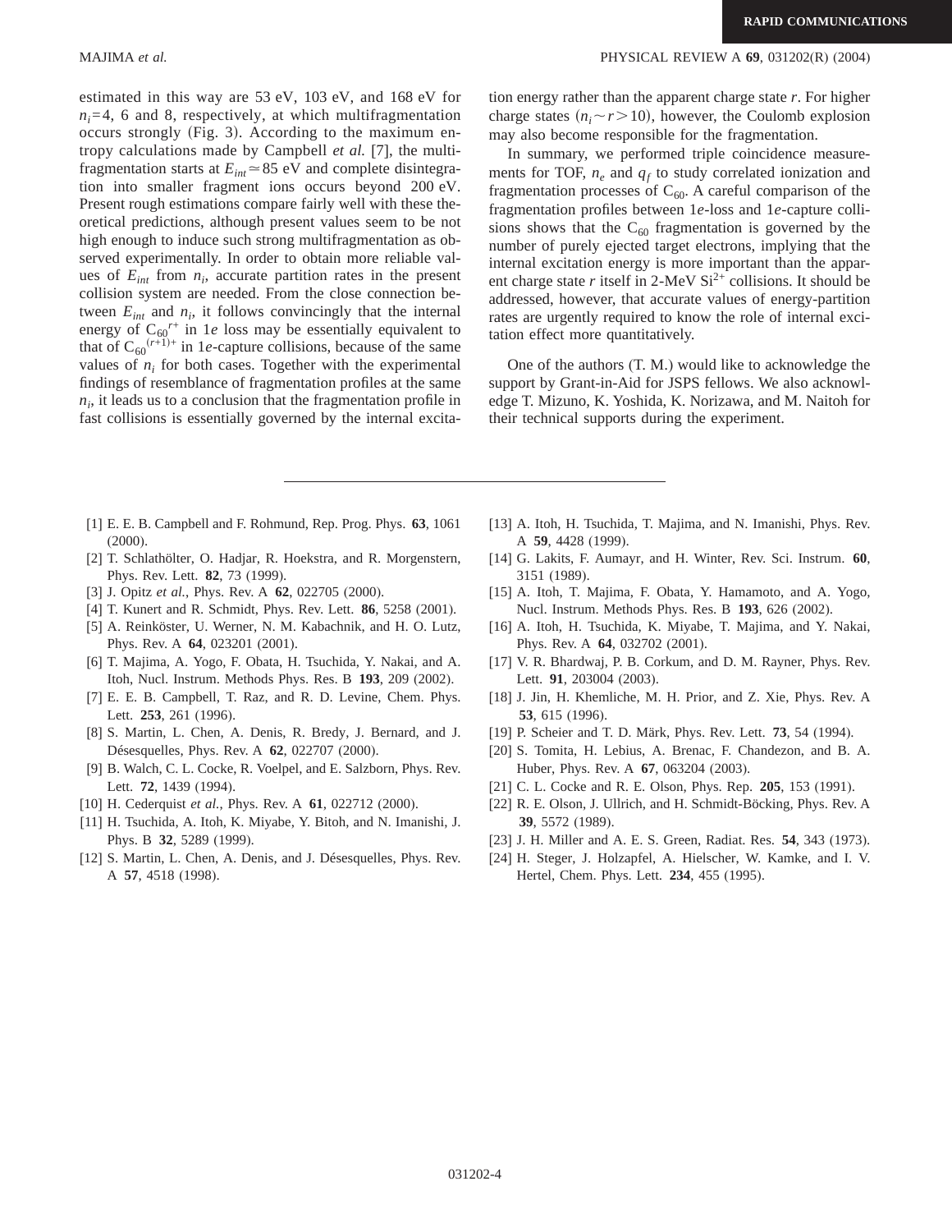estimated in this way are 53 eV, 103 eV, and 168 eV for $n_i=4$, 6 and 8, respectively, at which multifragmentation occurs strongly (Fig. 3). According to the maximum entropy calculations made by Campbell *et al.* [7], the multifragmentation starts at $E_{int}\simeq 85$ eV and complete disintegration into smaller fragment ions occurs beyond 200 eV. Present rough estimations compare fairly well with these theoretical predictions, although present values seem to be not high enough to induce such strong multifragmentation as observed experimentally. In order to obtain more reliable values of $E_{int}$ from $n_i$, accurate partition rates in the present collision system are needed. From the close connection between $E_{int}$ and $n_i$, it follows convincingly that the internal energy of $C_{60}{}^{r+}$ in 1*e* loss may be essentially equivalent to that of $C_{60}{}^{(r+1)+}$ in 1*e*-capture collisions, because of the same values of $n_i$ for both cases. Together with the experimental findings of resemblance of fragmentation profiles at the same $n_i$, it leads us to a conclusion that the fragmentation profile in fast collisions is essentially governed by the internal excitation energy rather than the apparent charge state $r$. For higher charge states ($n_i \sim r > 10$), however, the Coulomb explosion may also become responsible for the fragmentation.

In summary, we performed triple coincidence measurements for TOF, $n_e$ and $q_f$ to study correlated ionization and fragmentation processes of $C_{60}$. A careful comparison of the fragmentation profiles between 1*e*-loss and 1*e*-capture collisions shows that the $C_{60}$ fragmentation is governed by the number of purely ejected target electrons, implying that the internal excitation energy is more important than the apparent charge state $r$ itself in 2-MeV $Si^{2+}$ collisions. It should be addressed, however, that accurate values of energy-partition rates are urgently required to know the role of internal excitation effect more quantitatively.

One of the authors (T. M.) would like to acknowledge the support by Grant-in-Aid for JSPS fellows. We also acknowledge T. Mizuno, K. Yoshida, K. Norizawa, and M. Naitoh for their technical supports during the experiment.

---

[1] E. E. B. Campbell and F. Rohmund, Rep. Prog. Phys. **63**, 1061 (2000).
[2] T. Schlathölter, O. Hadjar, R. Hoekstra, and R. Morgenstern, Phys. Rev. Lett. **82**, 73 (1999).
[3] J. Opitz *et al.*, Phys. Rev. A **62**, 022705 (2000).
[4] T. Kunert and R. Schmidt, Phys. Rev. Lett. **86**, 5258 (2001).
[5] A. Reinköster, U. Werner, N. M. Kabachnik, and H. O. Lutz, Phys. Rev. A **64**, 023201 (2001).
[6] T. Majima, A. Yogo, F. Obata, H. Tsuchida, Y. Nakai, and A. Itoh, Nucl. Instrum. Methods Phys. Res. B **193**, 209 (2002).
[7] E. E. B. Campbell, T. Raz, and R. D. Levine, Chem. Phys. Lett. **253**, 261 (1996).
[8] S. Martin, L. Chen, A. Denis, R. Bredy, J. Bernard, and J. Désesquelles, Phys. Rev. A **62**, 022707 (2000).
[9] B. Walch, C. L. Cocke, R. Voelpel, and E. Salzborn, Phys. Rev. Lett. **72**, 1439 (1994).
[10] H. Cederquist *et al.*, Phys. Rev. A **61**, 022712 (2000).
[11] H. Tsuchida, A. Itoh, K. Miyabe, Y. Bitoh, and N. Imanishi, J. Phys. B **32**, 5289 (1999).
[12] S. Martin, L. Chen, A. Denis, and J. Désesquelles, Phys. Rev. A **57**, 4518 (1998).
[13] A. Itoh, H. Tsuchida, T. Majima, and N. Imanishi, Phys. Rev. A **59**, 4428 (1999).
[14] G. Lakits, F. Aumayr, and H. Winter, Rev. Sci. Instrum. **60**, 3151 (1989).
[15] A. Itoh, T. Majima, F. Obata, Y. Hamamoto, and A. Yogo, Nucl. Instrum. Methods Phys. Res. B **193**, 626 (2002).
[16] A. Itoh, H. Tsuchida, K. Miyabe, T. Majima, and Y. Nakai, Phys. Rev. A **64**, 032702 (2001).
[17] V. R. Bhardwaj, P. B. Corkum, and D. M. Rayner, Phys. Rev. Lett. **91**, 203004 (2003).
[18] J. Jin, H. Khemliche, M. H. Prior, and Z. Xie, Phys. Rev. A **53**, 615 (1996).
[19] P. Scheier and T. D. Märk, Phys. Rev. Lett. **73**, 54 (1994).
[20] S. Tomita, H. Lebius, A. Brenac, F. Chandezon, and B. A. Huber, Phys. Rev. A **67**, 063204 (2003).
[21] C. L. Cocke and R. E. Olson, Phys. Rep. **205**, 153 (1991).
[22] R. E. Olson, J. Ullrich, and H. Schmidt-Böcking, Phys. Rev. A **39**, 5572 (1989).
[23] J. H. Miller and A. E. S. Green, Radiat. Res. **54**, 343 (1973).
[24] H. Steger, J. Holzapfel, A. Hielscher, W. Kamke, and I. V. Hertel, Chem. Phys. Lett. **234**, 455 (1995).